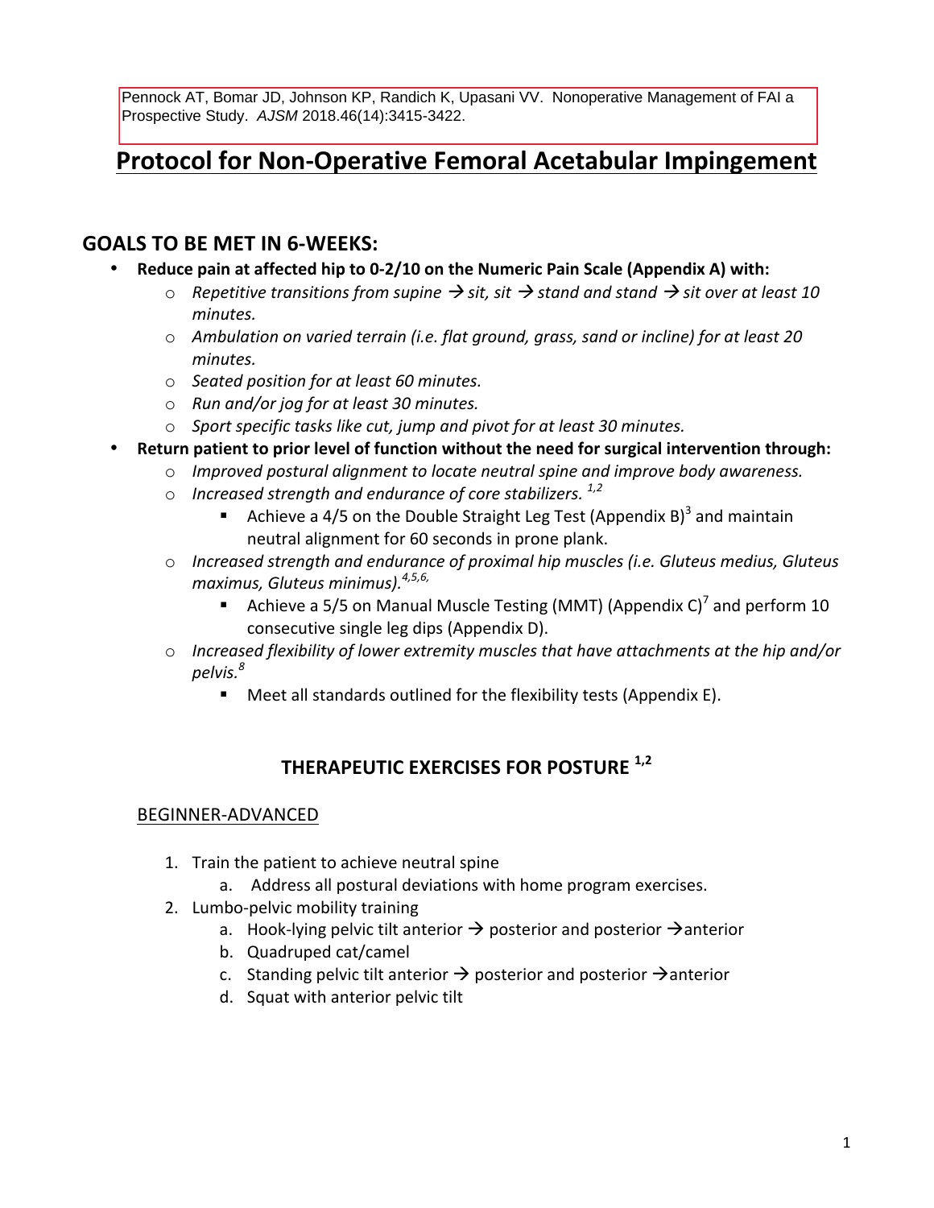Pennock AT, Bomar JD, Johnson KP, Randich K, Upasani VV. Nonoperative Management of FAI a Prospective Study. *AJSM* 2018.46(14):3415-3422.

# Protocol for Non-Operative Femoral Acetabular Impingement

## GOALS TO BE MET IN 6-WEEKS:

- **Reduce pain at affected hip to 0-2/10 on the Numeric Pain Scale (Appendix A) with:**
  - *Repetitive transitions from supine → sit, sit → stand and stand → sit over at least 10 minutes.*
  - *Ambulation on varied terrain (i.e. flat ground, grass, sand or incline) for at least 20 minutes.*
  - *Seated position for at least 60 minutes.*
  - *Run and/or jog for at least 30 minutes.*
  - *Sport specific tasks like cut, jump and pivot for at least 30 minutes.*
- **Return patient to prior level of function without the need for surgical intervention through:**
  - *Improved postural alignment to locate neutral spine and improve body awareness.*
  - *Increased strength and endurance of core stabilizers.* [1,2]
    - Achieve a 4/5 on the Double Straight Leg Test (Appendix B)[3] and maintain neutral alignment for 60 seconds in prone plank.
  - *Increased strength and endurance of proximal hip muscles (i.e. Gluteus medius, Gluteus maximus, Gluteus minimus).*[4,5,6,]
    - Achieve a 5/5 on Manual Muscle Testing (MMT) (Appendix C)[7] and perform 10 consecutive single leg dips (Appendix D).
  - *Increased flexibility of lower extremity muscles that have attachments at the hip and/or pelvis.*[8]
    - Meet all standards outlined for the flexibility tests (Appendix E).

## THERAPEUTIC EXERCISES FOR POSTURE [1,2]

BEGINNER-ADVANCED

1. Train the patient to achieve neutral spine
   a. Address all postural deviations with home program exercises.
2. Lumbo-pelvic mobility training
   a. Hook-lying pelvic tilt anterior → posterior and posterior → anterior
   b. Quadruped cat/camel
   c. Standing pelvic tilt anterior → posterior and posterior → anterior
   d. Squat with anterior pelvic tilt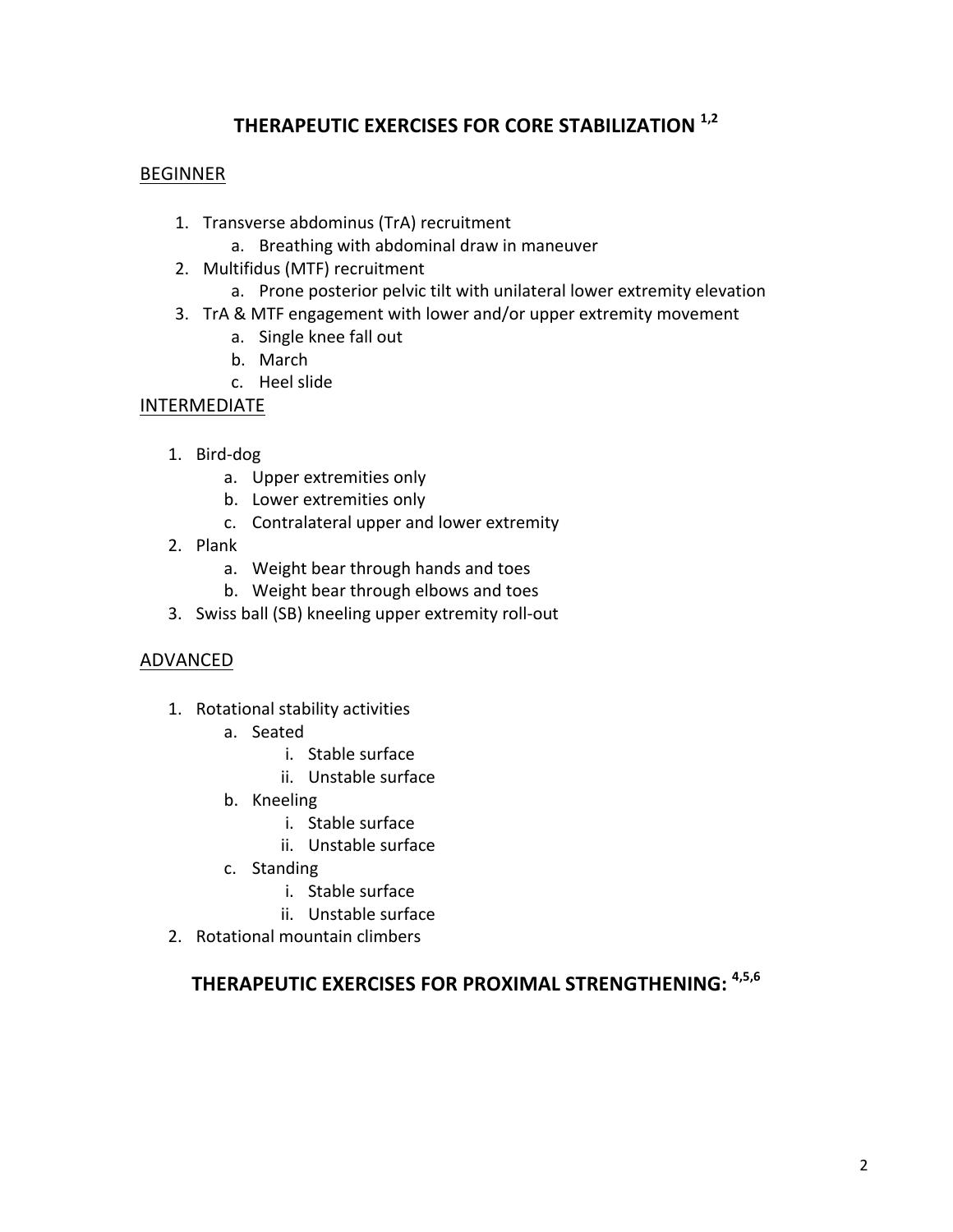# THERAPEUTIC EXERCISES FOR CORE STABILIZATION [1,2]

## BEGINNER

1. Transverse abdominus (TrA) recruitment
    a. Breathing with abdominal draw in maneuver
2. Multifidus (MTF) recruitment
    a. Prone posterior pelvic tilt with unilateral lower extremity elevation
3. TrA & MTF engagement with lower and/or upper extremity movement
    a. Single knee fall out
    b. March
    c. Heel slide

## INTERMEDIATE

1. Bird-dog
    a. Upper extremities only
    b. Lower extremities only
    c. Contralateral upper and lower extremity
2. Plank
    a. Weight bear through hands and toes
    b. Weight bear through elbows and toes
3. Swiss ball (SB) kneeling upper extremity roll-out

## ADVANCED

1. Rotational stability activities
    a. Seated
        i. Stable surface
        ii. Unstable surface
    b. Kneeling
        i. Stable surface
        ii. Unstable surface
    c. Standing
        i. Stable surface
        ii. Unstable surface
2. Rotational mountain climbers

# THERAPEUTIC EXERCISES FOR PROXIMAL STRENGTHENING: [4,5,6]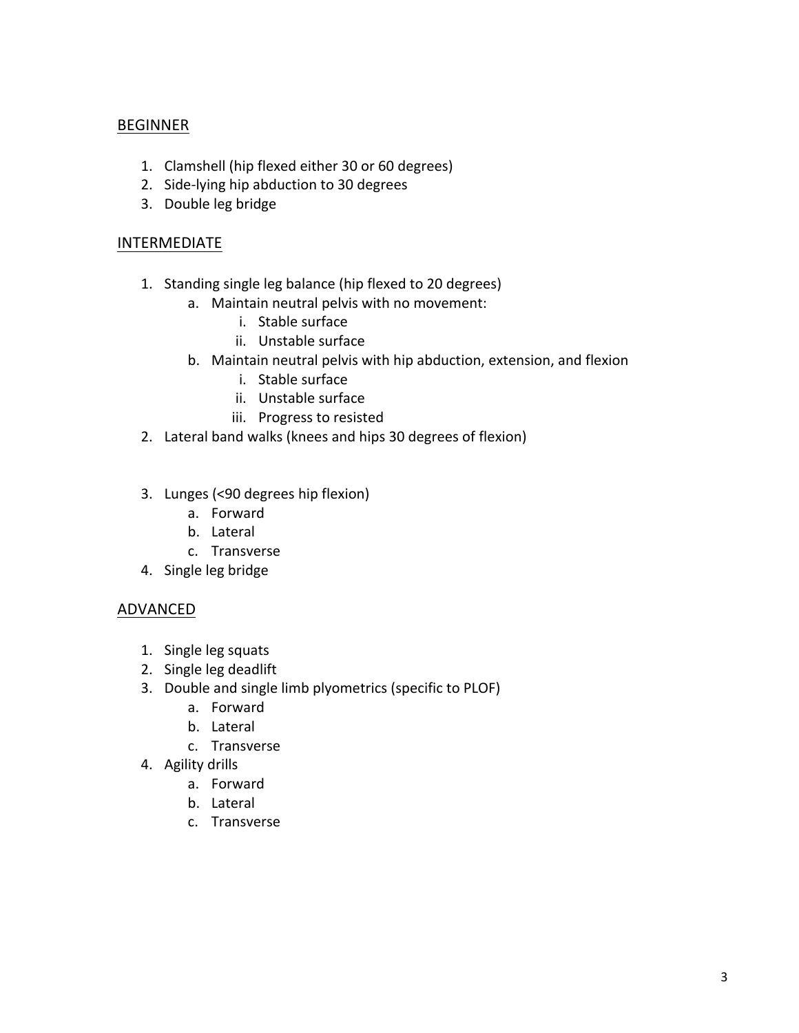## BEGINNER

1. Clamshell (hip flexed either 30 or 60 degrees)
2. Side-lying hip abduction to 30 degrees
3. Double leg bridge

## INTERMEDIATE

1. Standing single leg balance (hip flexed to 20 degrees)
    a. Maintain neutral pelvis with no movement:
        i. Stable surface
        ii. Unstable surface
    b. Maintain neutral pelvis with hip abduction, extension, and flexion
        i. Stable surface
        ii. Unstable surface
        iii. Progress to resisted
2. Lateral band walks (knees and hips 30 degrees of flexion)
3. Lunges (<90 degrees hip flexion)
    a. Forward
    b. Lateral
    c. Transverse
4. Single leg bridge

## ADVANCED

1. Single leg squats
2. Single leg deadlift
3. Double and single limb plyometrics (specific to PLOF)
    a. Forward
    b. Lateral
    c. Transverse
4. Agility drills
    a. Forward
    b. Lateral
    c. Transverse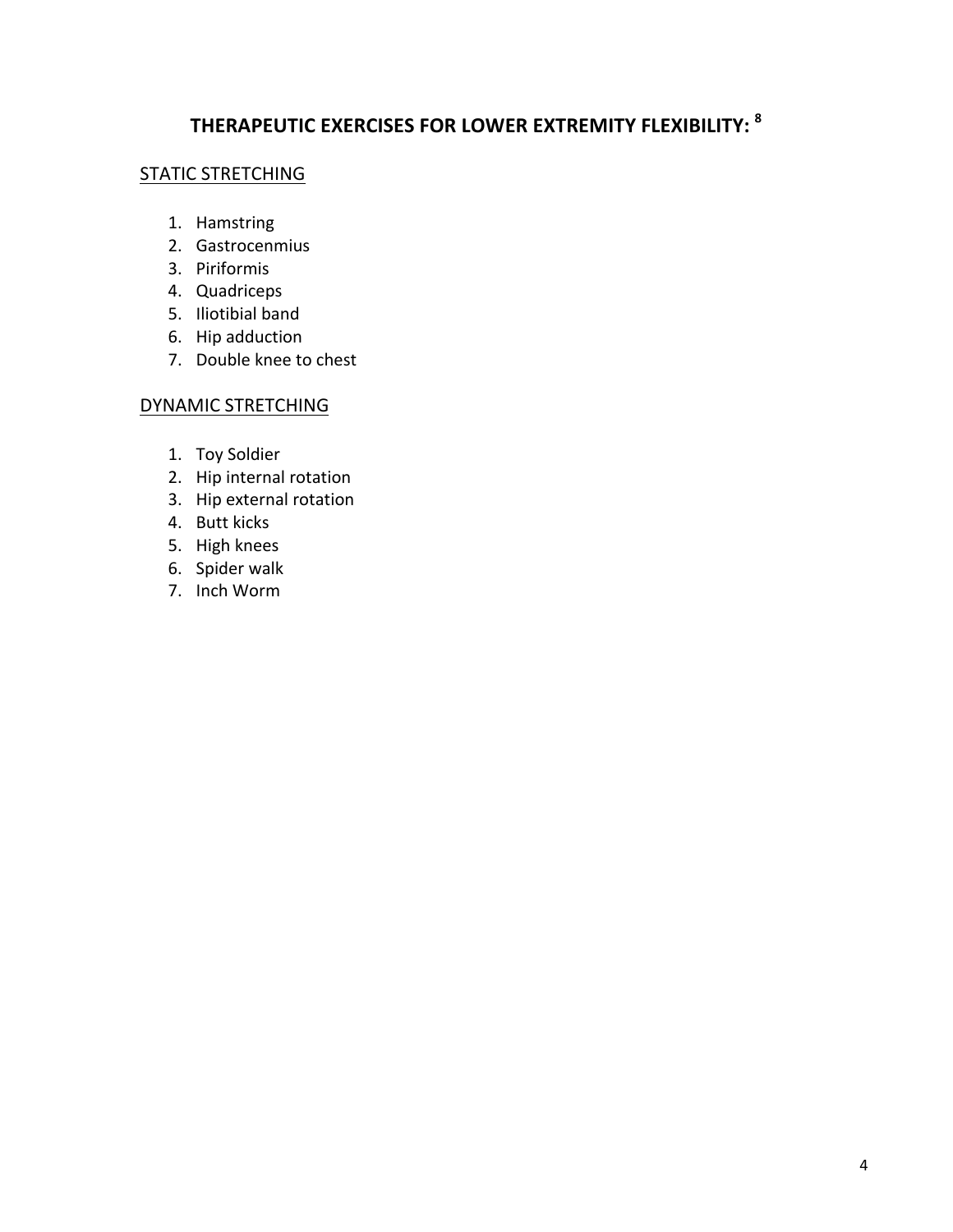# THERAPEUTIC EXERCISES FOR LOWER EXTREMITY FLEXIBILITY: [8]

## STATIC STRETCHING

1. Hamstring
2. Gastrocenmius
3. Piriformis
4. Quadriceps
5. Iliotibial band
6. Hip adduction
7. Double knee to chest

## DYNAMIC STRETCHING

1. Toy Soldier
2. Hip internal rotation
3. Hip external rotation
4. Butt kicks
5. High knees
6. Spider walk
7. Inch Worm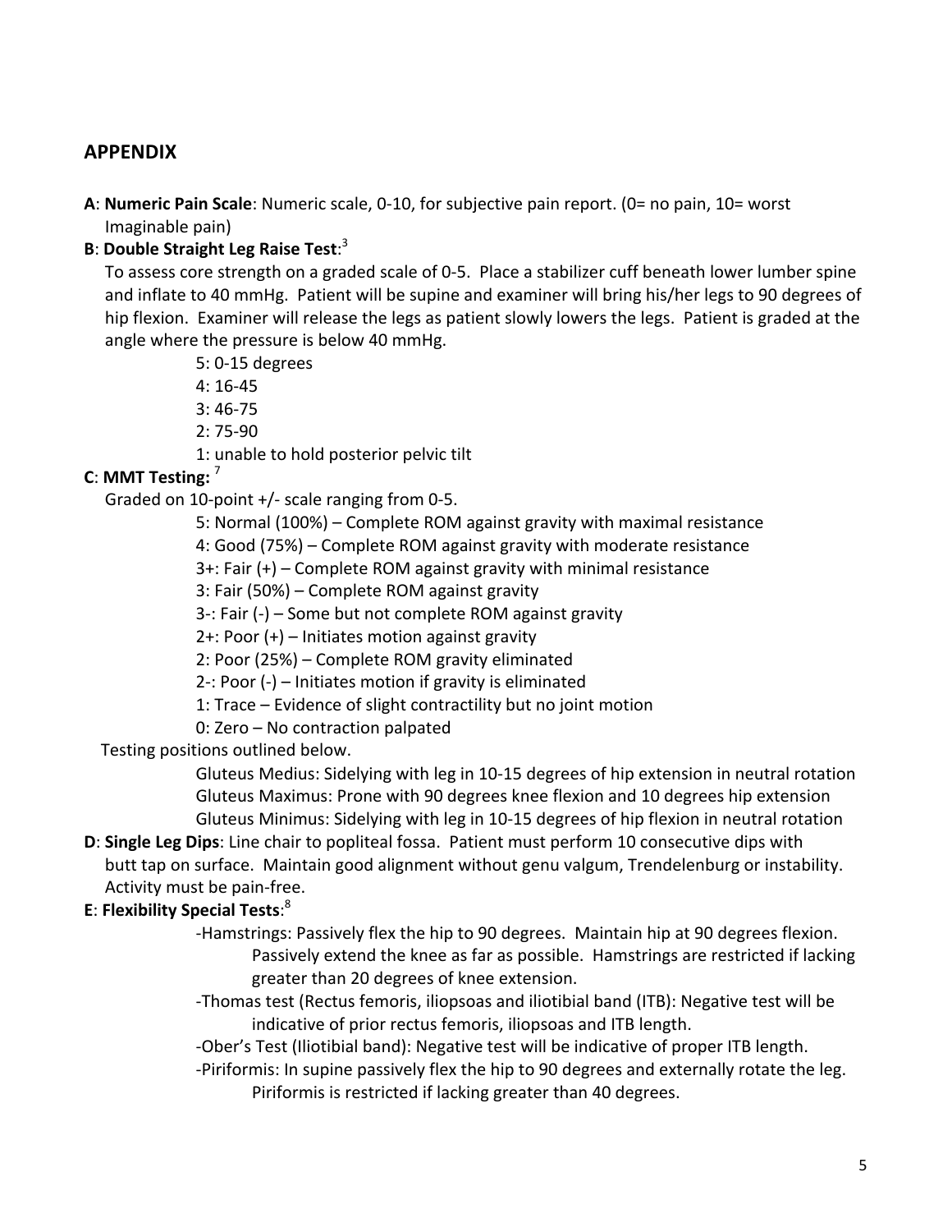## APPENDIX

**A**: **Numeric Pain Scale**: Numeric scale, 0-10, for subjective pain report. (0= no pain, 10= worst Imaginable pain)

**B**: **Double Straight Leg Raise Test**:[3]

To assess core strength on a graded scale of 0-5. Place a stabilizer cuff beneath lower lumber spine and inflate to 40 mmHg. Patient will be supine and examiner will bring his/her legs to 90 degrees of hip flexion. Examiner will release the legs as patient slowly lowers the legs. Patient is graded at the angle where the pressure is below 40 mmHg.

- 5: 0-15 degrees
- 4: 16-45
- 3: 46-75
- 2: 75-90
- 1: unable to hold posterior pelvic tilt

**C**: **MMT Testing:** [7]

Graded on 10-point +/- scale ranging from 0-5.

- 5: Normal (100%) – Complete ROM against gravity with maximal resistance
- 4: Good (75%) – Complete ROM against gravity with moderate resistance
- 3+: Fair (+) – Complete ROM against gravity with minimal resistance
- 3: Fair (50%) – Complete ROM against gravity
- 3-: Fair (-) – Some but not complete ROM against gravity
- 2+: Poor (+) – Initiates motion against gravity
- 2: Poor (25%) – Complete ROM gravity eliminated
- 2-: Poor (-) – Initiates motion if gravity is eliminated
- 1: Trace – Evidence of slight contractility but no joint motion
- 0: Zero – No contraction palpated

Testing positions outlined below.

- Gluteus Medius: Sidelying with leg in 10-15 degrees of hip extension in neutral rotation
- Gluteus Maximus: Prone with 90 degrees knee flexion and 10 degrees hip extension
- Gluteus Minimus: Sidelying with leg in 10-15 degrees of hip flexion in neutral rotation

**D**: **Single Leg Dips**: Line chair to popliteal fossa. Patient must perform 10 consecutive dips with butt tap on surface. Maintain good alignment without genu valgum, Trendelenburg or instability. Activity must be pain-free.

**E**: **Flexibility Special Tests**:[8]

- -Hamstrings: Passively flex the hip to 90 degrees. Maintain hip at 90 degrees flexion. Passively extend the knee as far as possible. Hamstrings are restricted if lacking greater than 20 degrees of knee extension.
- -Thomas test (Rectus femoris, iliopsoas and iliotibial band (ITB): Negative test will be indicative of prior rectus femoris, iliopsoas and ITB length.
- -Ober's Test (Iliotibial band): Negative test will be indicative of proper ITB length.
- -Piriformis: In supine passively flex the hip to 90 degrees and externally rotate the leg. Piriformis is restricted if lacking greater than 40 degrees.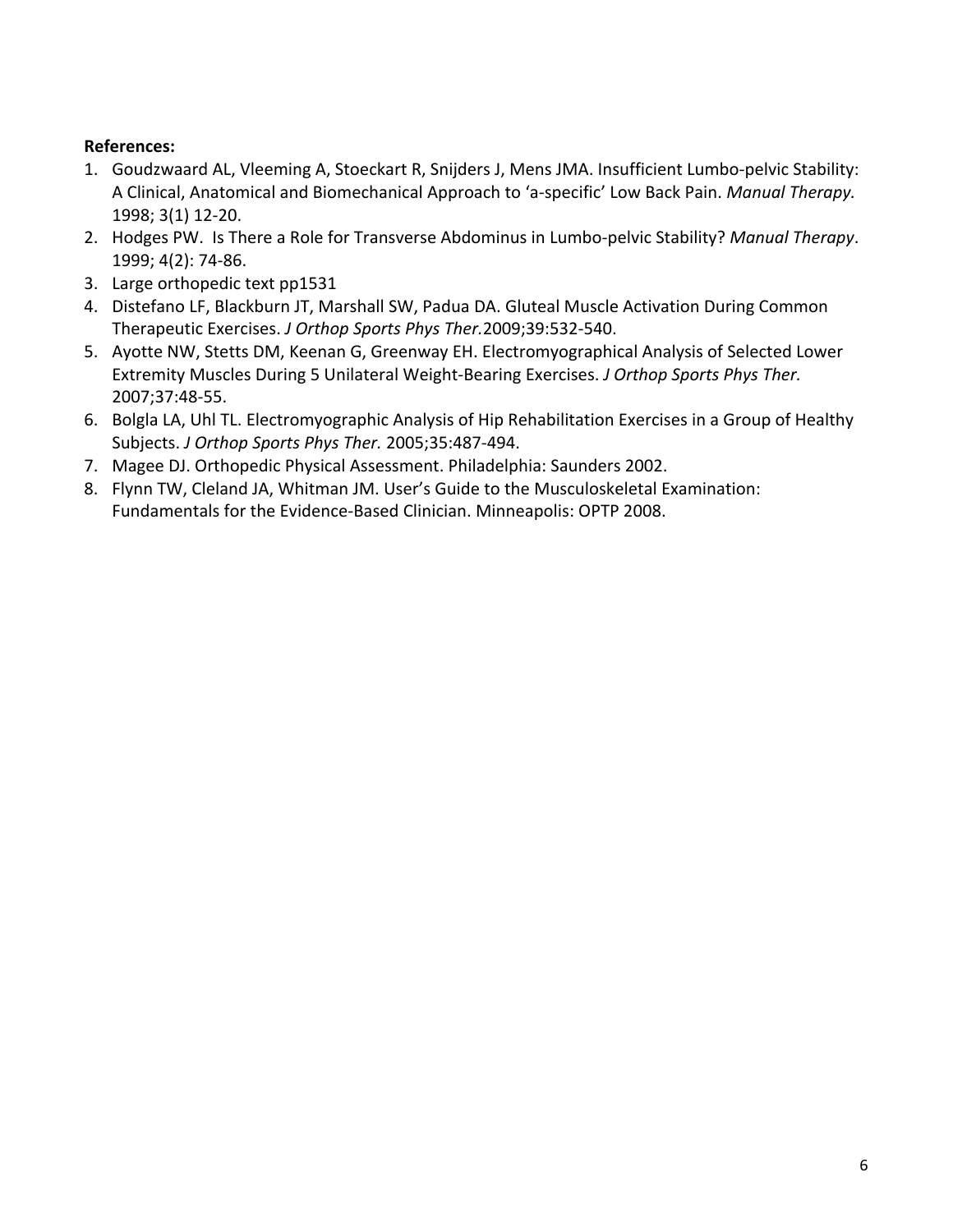**References:**

1. Goudzwaard AL, Vleeming A, Stoeckart R, Snijders J, Mens JMA. Insufficient Lumbo-pelvic Stability: A Clinical, Anatomical and Biomechanical Approach to 'a-specific' Low Back Pain. *Manual Therapy.* 1998; 3(1) 12-20.
2. Hodges PW. Is There a Role for Transverse Abdominus in Lumbo-pelvic Stability? *Manual Therapy*. 1999; 4(2): 74-86.
3. Large orthopedic text pp1531
4. Distefano LF, Blackburn JT, Marshall SW, Padua DA. Gluteal Muscle Activation During Common Therapeutic Exercises. *J Orthop Sports Phys Ther.*2009;39:532-540.
5. Ayotte NW, Stetts DM, Keenan G, Greenway EH. Electromyographical Analysis of Selected Lower Extremity Muscles During 5 Unilateral Weight-Bearing Exercises. *J Orthop Sports Phys Ther.* 2007;37:48-55.
6. Bolgla LA, Uhl TL. Electromyographic Analysis of Hip Rehabilitation Exercises in a Group of Healthy Subjects. *J Orthop Sports Phys Ther.* 2005;35:487-494.
7. Magee DJ. Orthopedic Physical Assessment. Philadelphia: Saunders 2002.
8. Flynn TW, Cleland JA, Whitman JM. User's Guide to the Musculoskeletal Examination: Fundamentals for the Evidence-Based Clinician. Minneapolis: OPTP 2008.